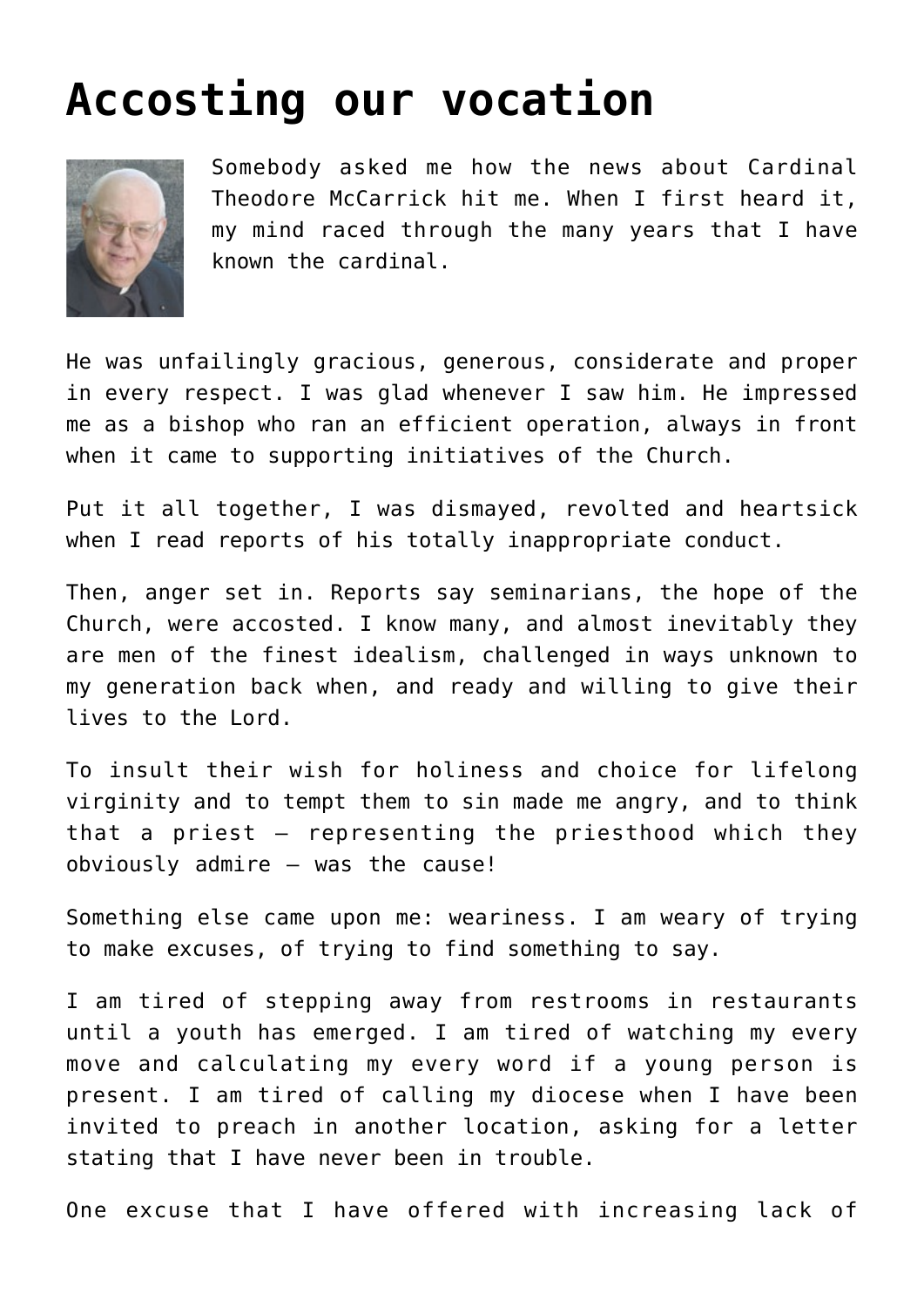# Accosting our vocation

Somebody asked me how the news about Cardinal Theodore McCarrick hit me. When I first heard it, my mind raced through the many years that I have known the cardinal.

He was unfailingly gracious, generous, considerate and proper in every respect. I was glad whenever I saw him. He impressed me as a bishop who ran an efficient operation, always in front when it came to supporting initiatives of the Church.

Put it all together, I was dismayed, revolted and heartsick when I read reports of his totally inappropriate conduct.

Then, anger set in. Reports say seminarians, the hope of the Church, were accosted. I know many, and almost inevitably they are men of the finest idealism, challenged in ways unknown to my generation back when, and ready and willing to give their lives to the Lord.

To insult their wish for holiness and choice for lifelong virginity and to tempt them to sin made me angry, and to think that a priest — representing the priesthood which they obviously admire — was the cause!

Something else came upon me: weariness. I am weary of trying to make excuses, of trying to find something to say.

I am tired of stepping away from restrooms in restaurants until a youth has emerged. I am tired of watching my every move and calculating my every word if a young person is present. I am tired of calling my diocese when I have been invited to preach in another location, asking for a letter stating that I have never been in trouble.

One excuse that I have offered with increasing lack of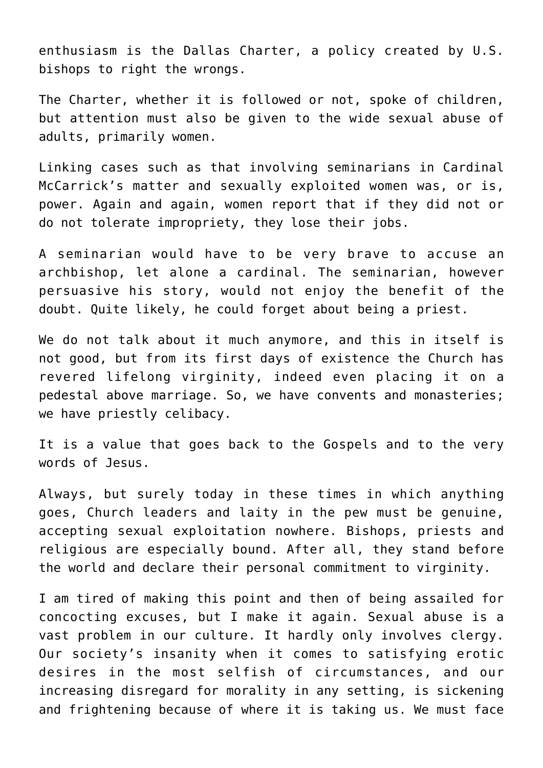enthusiasm is the Dallas Charter, a policy created by U.S. bishops to right the wrongs.

The Charter, whether it is followed or not, spoke of children, but attention must also be given to the wide sexual abuse of adults, primarily women.

Linking cases such as that involving seminarians in Cardinal McCarrick's matter and sexually exploited women was, or is, power. Again and again, women report that if they did not or do not tolerate impropriety, they lose their jobs.

A seminarian would have to be very brave to accuse an archbishop, let alone a cardinal. The seminarian, however persuasive his story, would not enjoy the benefit of the doubt. Quite likely, he could forget about being a priest.

We do not talk about it much anymore, and this in itself is not good, but from its first days of existence the Church has revered lifelong virginity, indeed even placing it on a pedestal above marriage. So, we have convents and monasteries; we have priestly celibacy.

It is a value that goes back to the Gospels and to the very words of Jesus.

Always, but surely today in these times in which anything goes, Church leaders and laity in the pew must be genuine, accepting sexual exploitation nowhere. Bishops, priests and religious are especially bound. After all, they stand before the world and declare their personal commitment to virginity.

I am tired of making this point and then of being assailed for concocting excuses, but I make it again. Sexual abuse is a vast problem in our culture. It hardly only involves clergy. Our society's insanity when it comes to satisfying erotic desires in the most selfish of circumstances, and our increasing disregard for morality in any setting, is sickening and frightening because of where it is taking us. We must face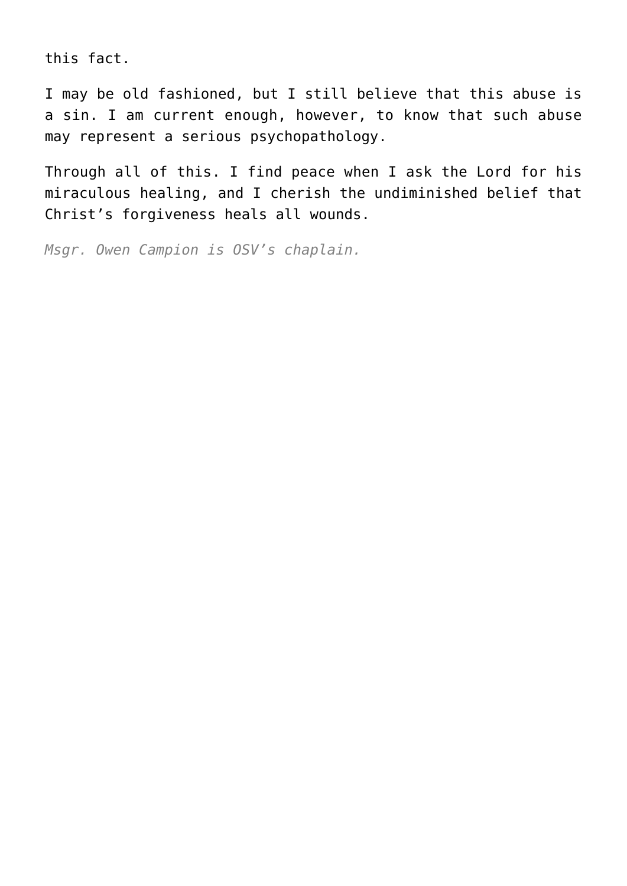this fact.

I may be old fashioned, but I still believe that this abuse is a sin. I am current enough, however, to know that such abuse may represent a serious psychopathology.

Through all of this. I find peace when I ask the Lord for his miraculous healing, and I cherish the undiminished belief that Christ's forgiveness heals all wounds.

*Msgr. Owen Campion is OSV's chaplain.*